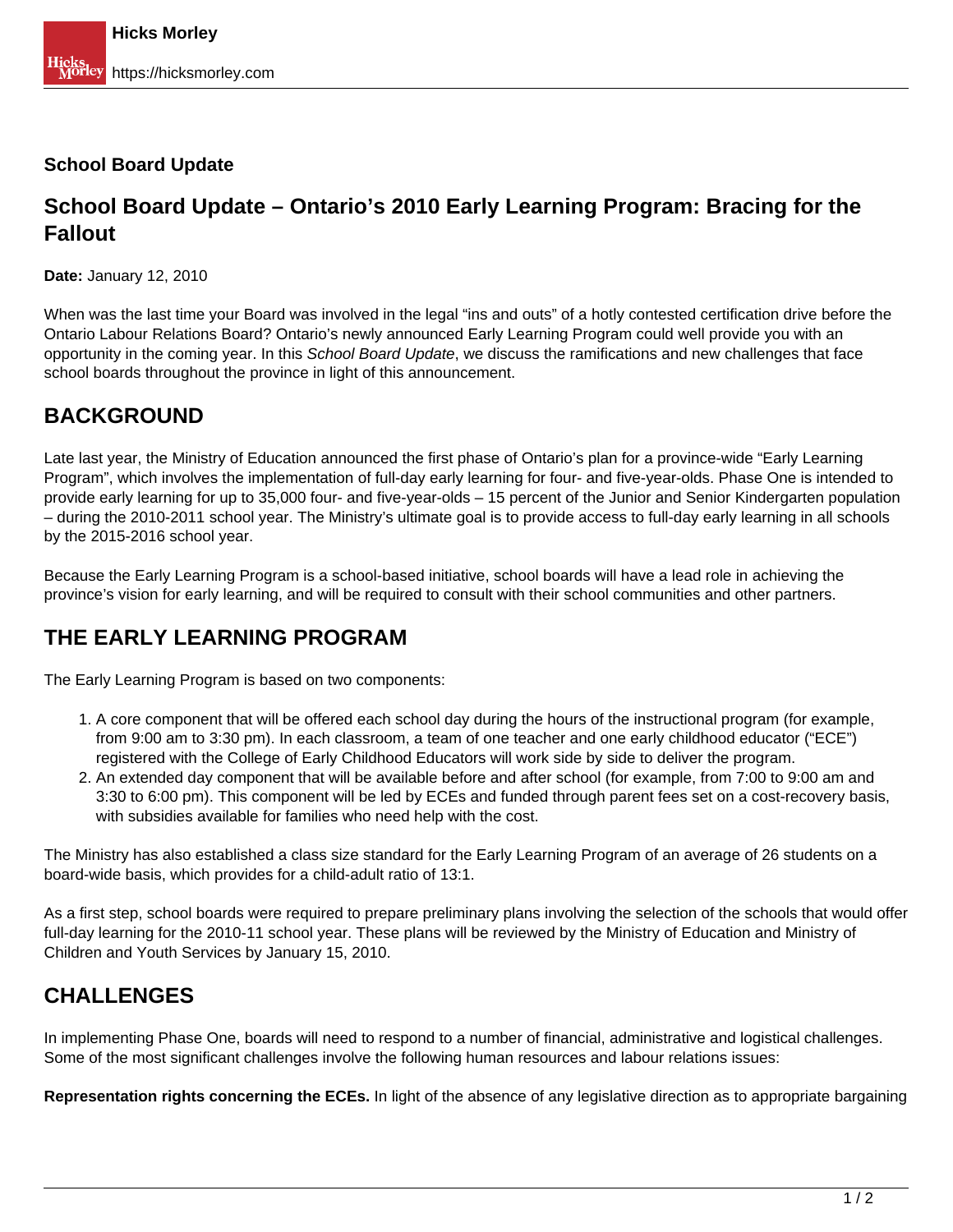**School Board Update**

# School Board Update – Ontario's 2010 Early Learning Program: Bracing for the Fallout

**Date:** January 12, 2010

When was the last time your Board was involved in the legal "ins and outs" of a hotly contested certification drive before the Ontario Labour Relations Board? Ontario's newly announced Early Learning Program could well provide you with an opportunity in the coming year. In this *School Board Update*, we discuss the ramifications and new challenges that face school boards throughout the province in light of this announcement.

## BACKGROUND

Late last year, the Ministry of Education announced the first phase of Ontario's plan for a province-wide "Early Learning Program", which involves the implementation of full-day early learning for four- and five-year-olds. Phase One is intended to provide early learning for up to 35,000 four- and five-year-olds – 15 percent of the Junior and Senior Kindergarten population – during the 2010-2011 school year. The Ministry's ultimate goal is to provide access to full-day early learning in all schools by the 2015-2016 school year.

Because the Early Learning Program is a school-based initiative, school boards will have a lead role in achieving the province's vision for early learning, and will be required to consult with their school communities and other partners.

## THE EARLY LEARNING PROGRAM

The Early Learning Program is based on two components:

1. A core component that will be offered each school day during the hours of the instructional program (for example, from 9:00 am to 3:30 pm). In each classroom, a team of one teacher and one early childhood educator ("ECE") registered with the College of Early Childhood Educators will work side by side to deliver the program.
2. An extended day component that will be available before and after school (for example, from 7:00 to 9:00 am and 3:30 to 6:00 pm). This component will be led by ECEs and funded through parent fees set on a cost-recovery basis, with subsidies available for families who need help with the cost.

The Ministry has also established a class size standard for the Early Learning Program of an average of 26 students on a board-wide basis, which provides for a child-adult ratio of 13:1.

As a first step, school boards were required to prepare preliminary plans involving the selection of the schools that would offer full-day learning for the 2010-11 school year. These plans will be reviewed by the Ministry of Education and Ministry of Children and Youth Services by January 15, 2010.

## CHALLENGES

In implementing Phase One, boards will need to respond to a number of financial, administrative and logistical challenges. Some of the most significant challenges involve the following human resources and labour relations issues:

**Representation rights concerning the ECEs.** In light of the absence of any legislative direction as to appropriate bargaining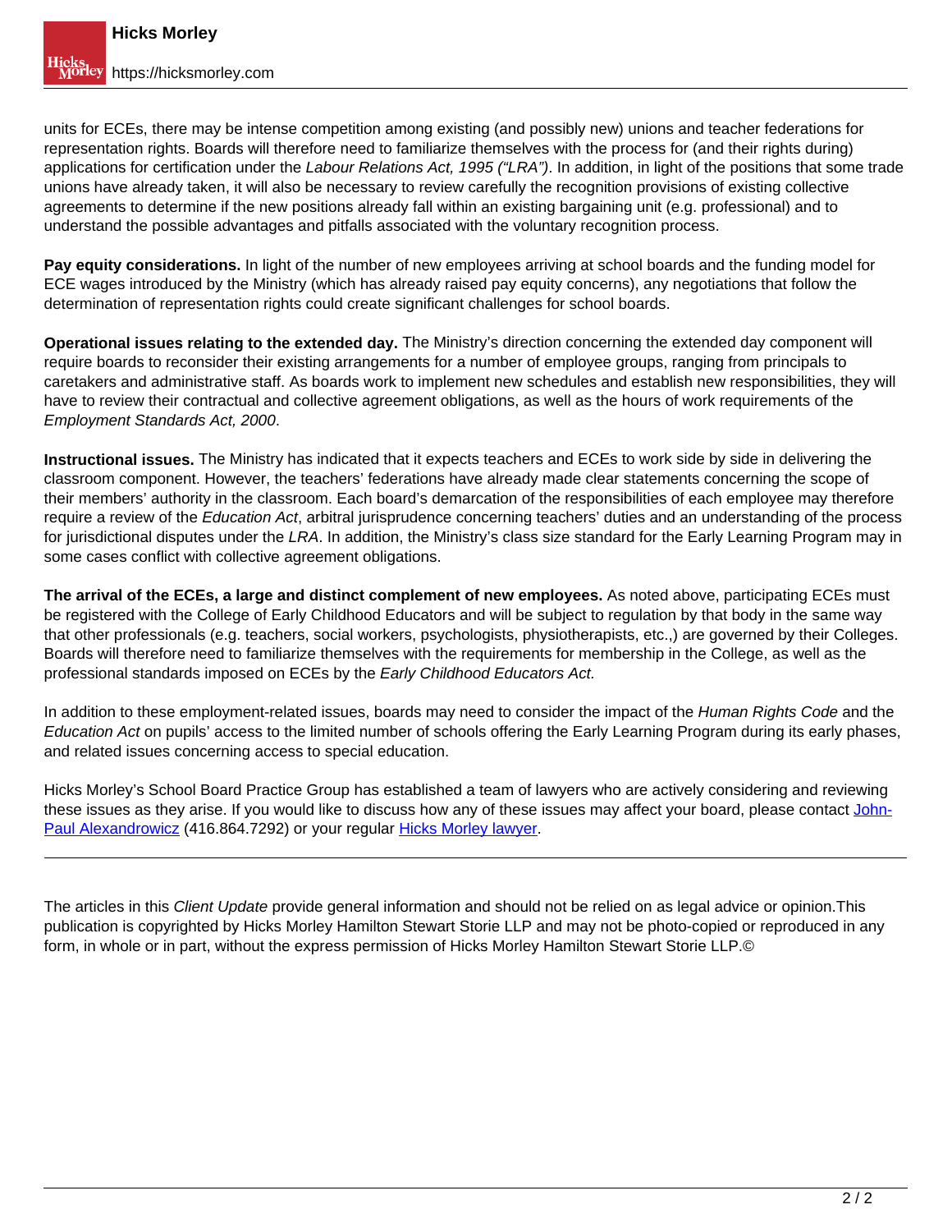units for ECEs, there may be intense competition among existing (and possibly new) unions and teacher federations for representation rights. Boards will therefore need to familiarize themselves with the process for (and their rights during) applications for certification under the *Labour Relations Act, 1995 ("LRA")*. In addition, in light of the positions that some trade unions have already taken, it will also be necessary to review carefully the recognition provisions of existing collective agreements to determine if the new positions already fall within an existing bargaining unit (e.g. professional) and to understand the possible advantages and pitfalls associated with the voluntary recognition process.

**Pay equity considerations.** In light of the number of new employees arriving at school boards and the funding model for ECE wages introduced by the Ministry (which has already raised pay equity concerns), any negotiations that follow the determination of representation rights could create significant challenges for school boards.

**Operational issues relating to the extended day.** The Ministry's direction concerning the extended day component will require boards to reconsider their existing arrangements for a number of employee groups, ranging from principals to caretakers and administrative staff. As boards work to implement new schedules and establish new responsibilities, they will have to review their contractual and collective agreement obligations, as well as the hours of work requirements of the *Employment Standards Act, 2000*.

**Instructional issues.** The Ministry has indicated that it expects teachers and ECEs to work side by side in delivering the classroom component. However, the teachers' federations have already made clear statements concerning the scope of their members' authority in the classroom. Each board's demarcation of the responsibilities of each employee may therefore require a review of the *Education Act*, arbitral jurisprudence concerning teachers' duties and an understanding of the process for jurisdictional disputes under the *LRA*. In addition, the Ministry's class size standard for the Early Learning Program may in some cases conflict with collective agreement obligations.

**The arrival of the ECEs, a large and distinct complement of new employees.** As noted above, participating ECEs must be registered with the College of Early Childhood Educators and will be subject to regulation by that body in the same way that other professionals (e.g. teachers, social workers, psychologists, physiotherapists, etc.,) are governed by their Colleges. Boards will therefore need to familiarize themselves with the requirements for membership in the College, as well as the professional standards imposed on ECEs by the *Early Childhood Educators Act.*

In addition to these employment-related issues, boards may need to consider the impact of the *Human Rights Code* and the *Education Act* on pupils' access to the limited number of schools offering the Early Learning Program during its early phases, and related issues concerning access to special education.

Hicks Morley's School Board Practice Group has established a team of lawyers who are actively considering and reviewing these issues as they arise. If you would like to discuss how any of these issues may affect your board, please contact John-Paul Alexandrowicz (416.864.7292) or your regular Hicks Morley lawyer.

---

The articles in this *Client Update* provide general information and should not be relied on as legal advice or opinion.This publication is copyrighted by Hicks Morley Hamilton Stewart Storie LLP and may not be photo-copied or reproduced in any form, in whole or in part, without the express permission of Hicks Morley Hamilton Stewart Storie LLP.©